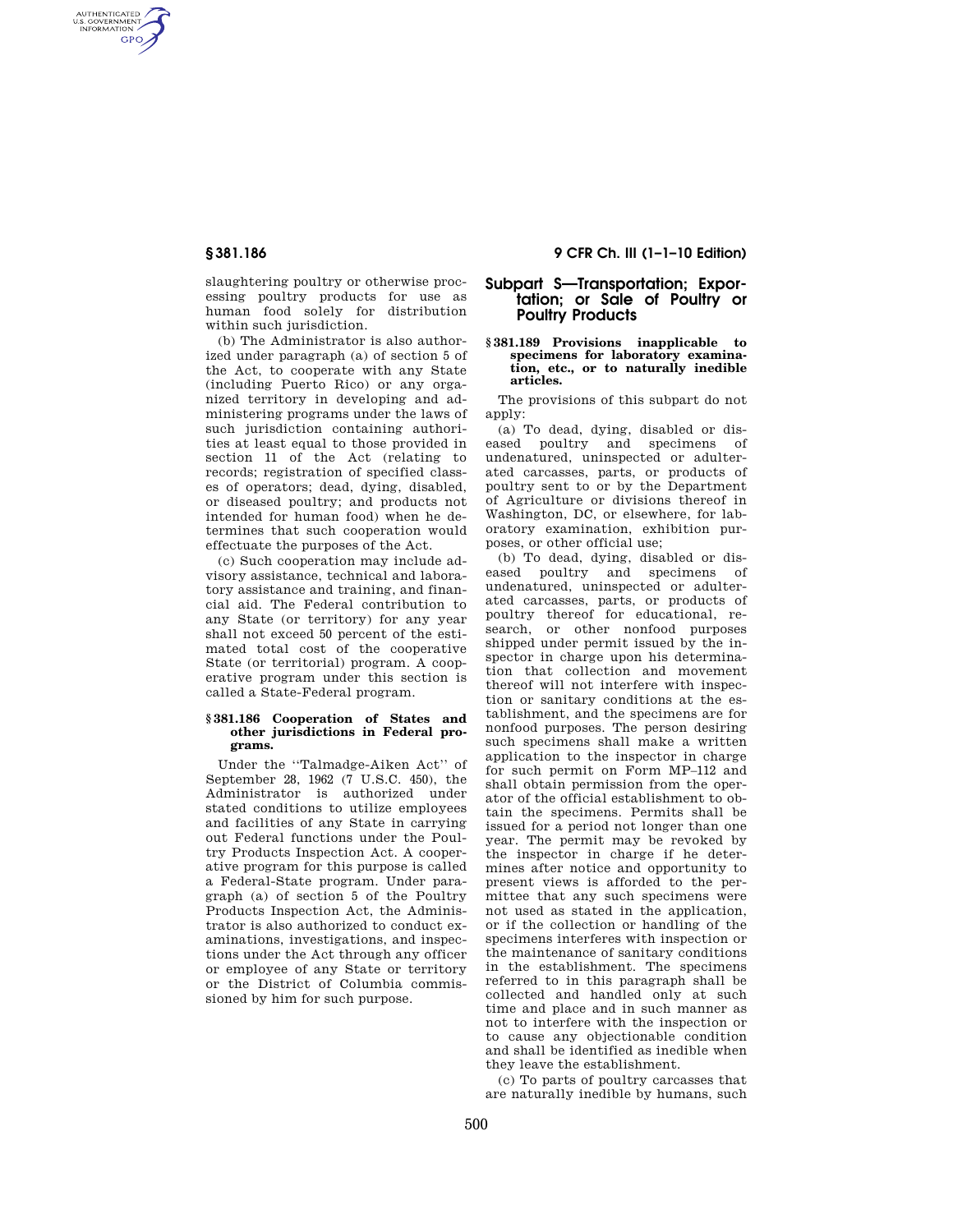slaughtering poultry or otherwise processing poultry products for use as human food solely for distribution within such jurisdiction.

(b) The Administrator is also authorized under paragraph (a) of section 5 of the Act, to cooperate with any State (including Puerto Rico) or any organized territory in developing and administering programs under the laws of such jurisdiction containing authorities at least equal to those provided in section 11 of the Act (relating to records; registration of specified classes of operators; dead, dying, disabled, or diseased poultry; and products not intended for human food) when he determines that such cooperation would effectuate the purposes of the Act.

(c) Such cooperation may include advisory assistance, technical and laboratory assistance and training, and financial aid. The Federal contribution to any State (or territory) for any year shall not exceed 50 percent of the estimated total cost of the cooperative State (or territorial) program. A cooperative program under this section is called a State-Federal program.

**§ 381.186 Cooperation of States and other jurisdictions in Federal programs.**

Under the ''Talmadge-Aiken Act'' of September 28, 1962 (7 U.S.C. 450), the Administrator is authorized under stated conditions to utilize employees and facilities of any State in carrying out Federal functions under the Poultry Products Inspection Act. A cooperative program for this purpose is called a Federal-State program. Under paragraph (a) of section 5 of the Poultry Products Inspection Act, the Administrator is also authorized to conduct examinations, investigations, and inspections under the Act through any officer or employee of any State or territory or the District of Columbia commissioned by him for such purpose.

## Subpart S—Transportation; Exportation; or Sale of Poultry or Poultry Products

**§ 381.189 Provisions inapplicable to specimens for laboratory examination, etc., or to naturally inedible articles.**

The provisions of this subpart do not apply:

(a) To dead, dying, disabled or diseased poultry and specimens of undenatured, uninspected or adulterated carcasses, parts, or products of poultry sent to or by the Department of Agriculture or divisions thereof in Washington, DC, or elsewhere, for laboratory examination, exhibition purposes, or other official use;

(b) To dead, dying, disabled or diseased poultry and specimens of undenatured, uninspected or adulterated carcasses, parts, or products of poultry thereof for educational, research, or other nonfood purposes shipped under permit issued by the inspector in charge upon his determination that collection and movement thereof will not interfere with inspection or sanitary conditions at the establishment, and the specimens are for nonfood purposes. The person desiring such specimens shall make a written application to the inspector in charge for such permit on Form MP–112 and shall obtain permission from the operator of the official establishment to obtain the specimens. Permits shall be issued for a period not longer than one year. The permit may be revoked by the inspector in charge if he determines after notice and opportunity to present views is afforded to the permittee that any such specimens were not used as stated in the application, or if the collection or handling of the specimens interferes with inspection or the maintenance of sanitary conditions in the establishment. The specimens referred to in this paragraph shall be collected and handled only at such time and place and in such manner as not to interfere with the inspection or to cause any objectionable condition and shall be identified as inedible when they leave the establishment.

(c) To parts of poultry carcasses that are naturally inedible by humans, such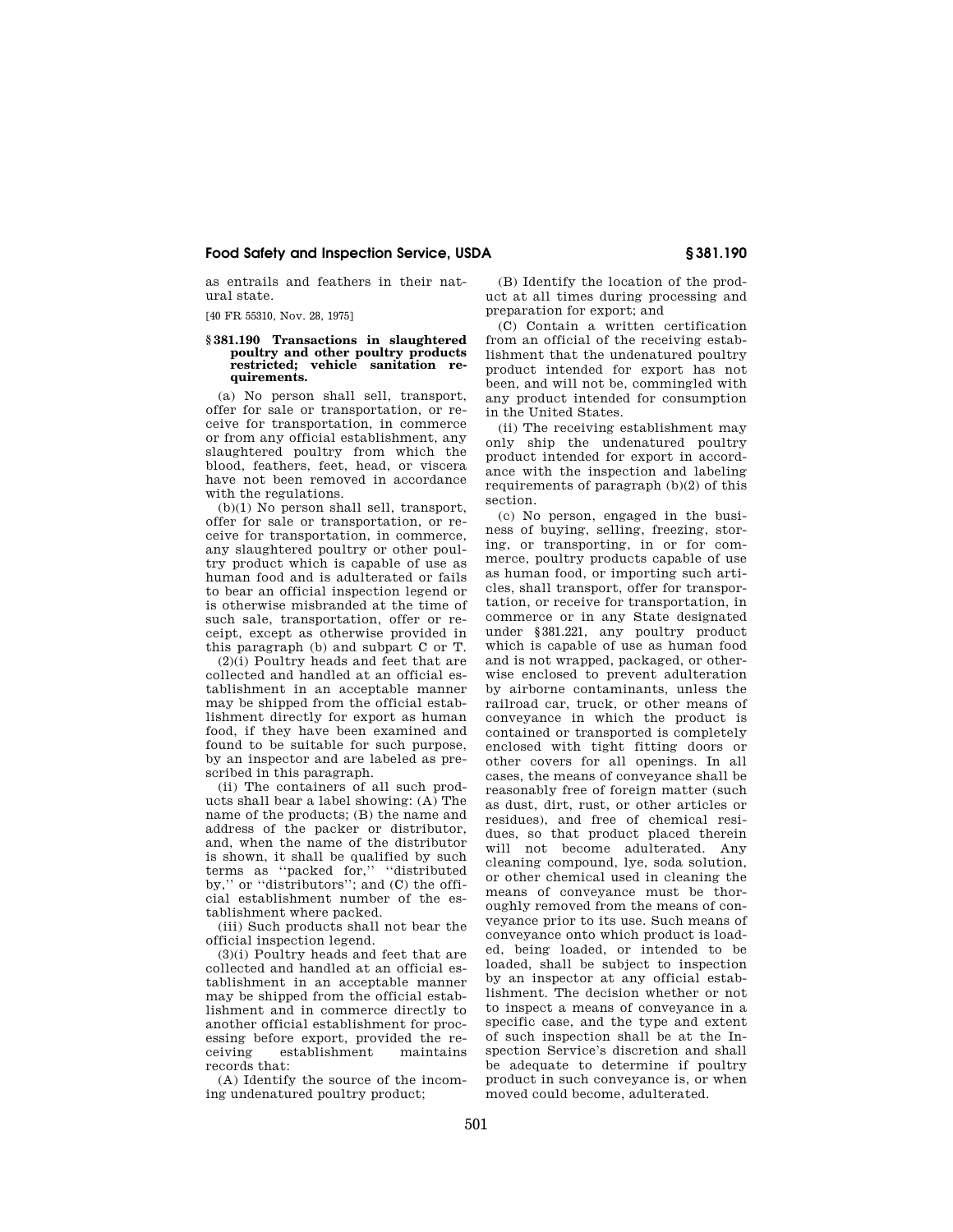as entrails and feathers in their natural state.

[40 FR 55310, Nov. 28, 1975]

### § 381.190 Transactions in slaughtered poultry and other poultry products restricted; vehicle sanitation requirements.

(a) No person shall sell, transport, offer for sale or transportation, or receive for transportation, in commerce or from any official establishment, any slaughtered poultry from which the blood, feathers, feet, head, or viscera have not been removed in accordance with the regulations.

(b)(1) No person shall sell, transport, offer for sale or transportation, or receive for transportation, in commerce, any slaughtered poultry or other poultry product which is capable of use as human food and is adulterated or fails to bear an official inspection legend or is otherwise misbranded at the time of such sale, transportation, offer or receipt, except as otherwise provided in this paragraph (b) and subpart C or T.

(2)(i) Poultry heads and feet that are collected and handled at an official establishment in an acceptable manner may be shipped from the official establishment directly for export as human food, if they have been examined and found to be suitable for such purpose, by an inspector and are labeled as prescribed in this paragraph.

(ii) The containers of all such products shall bear a label showing: (A) The name of the products; (B) the name and address of the packer or distributor, and, when the name of the distributor is shown, it shall be qualified by such terms as ''packed for,'' ''distributed by,'' or ''distributors''; and (C) the official establishment number of the establishment where packed.

(iii) Such products shall not bear the official inspection legend.

(3)(i) Poultry heads and feet that are collected and handled at an official establishment in an acceptable manner may be shipped from the official establishment and in commerce directly to another official establishment for processing before export, provided the receiving establishment maintains records that:

(A) Identify the source of the incoming undenatured poultry product;

(B) Identify the location of the product at all times during processing and preparation for export; and

(C) Contain a written certification from an official of the receiving establishment that the undenatured poultry product intended for export has not been, and will not be, commingled with any product intended for consumption in the United States.

(ii) The receiving establishment may only ship the undenatured poultry product intended for export in accordance with the inspection and labeling requirements of paragraph (b)(2) of this section.

(c) No person, engaged in the business of buying, selling, freezing, storing, or transporting, in or for commerce, poultry products capable of use as human food, or importing such articles, shall transport, offer for transportation, or receive for transportation, in commerce or in any State designated under §381.221, any poultry product which is capable of use as human food and is not wrapped, packaged, or otherwise enclosed to prevent adulteration by airborne contaminants, unless the railroad car, truck, or other means of conveyance in which the product is contained or transported is completely enclosed with tight fitting doors or other covers for all openings. In all cases, the means of conveyance shall be reasonably free of foreign matter (such as dust, dirt, rust, or other articles or residues), and free of chemical residues, so that product placed therein will not become adulterated. Any cleaning compound, lye, soda solution, or other chemical used in cleaning the means of conveyance must be thoroughly removed from the means of conveyance prior to its use. Such means of conveyance onto which product is loaded, being loaded, or intended to be loaded, shall be subject to inspection by an inspector at any official establishment. The decision whether or not to inspect a means of conveyance in a specific case, and the type and extent of such inspection shall be at the Inspection Service's discretion and shall be adequate to determine if poultry product in such conveyance is, or when moved could become, adulterated.